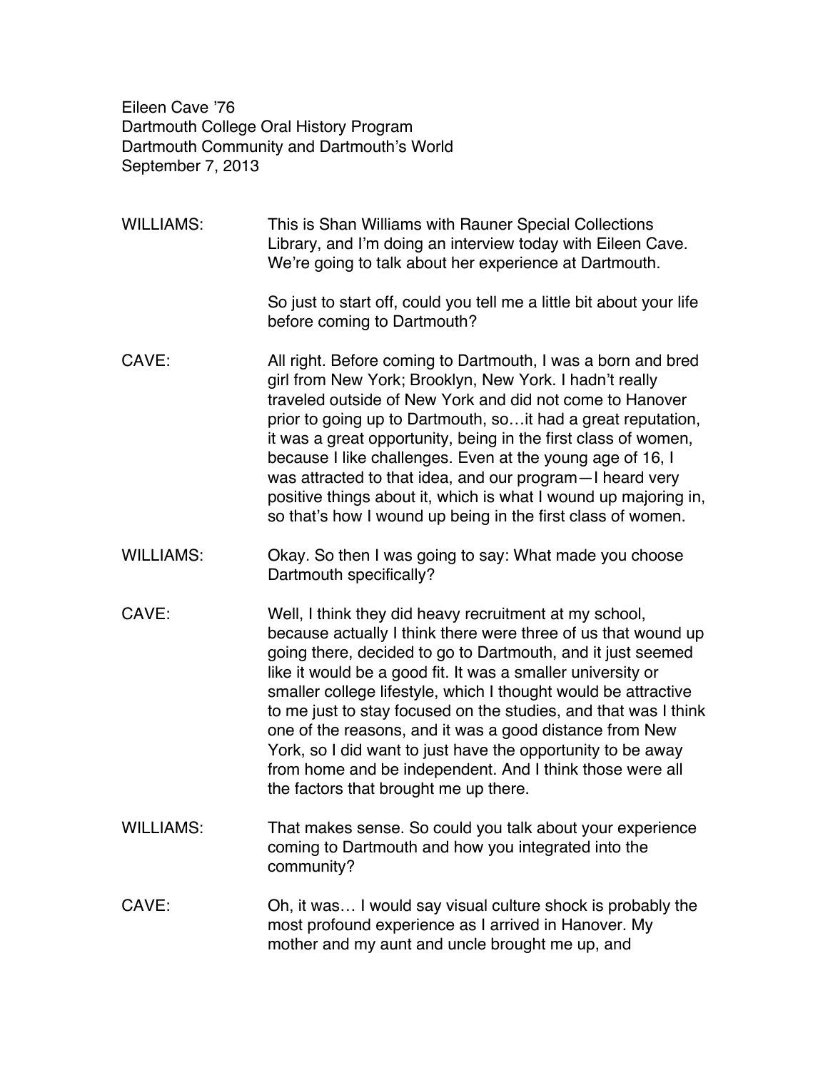Eileen Cave '76
Dartmouth College Oral History Program
Dartmouth Community and Dartmouth's World
September 7, 2013

WILLIAMS: This is Shan Williams with Rauner Special Collections Library, and I'm doing an interview today with Eileen Cave. We're going to talk about her experience at Dartmouth.

So just to start off, could you tell me a little bit about your life before coming to Dartmouth?

CAVE: All right. Before coming to Dartmouth, I was a born and bred girl from New York; Brooklyn, New York. I hadn't really traveled outside of New York and did not come to Hanover prior to going up to Dartmouth, so…it had a great reputation, it was a great opportunity, being in the first class of women, because I like challenges. Even at the young age of 16, I was attracted to that idea, and our program—I heard very positive things about it, which is what I wound up majoring in, so that's how I wound up being in the first class of women.

WILLIAMS: Okay. So then I was going to say: What made you choose Dartmouth specifically?

CAVE: Well, I think they did heavy recruitment at my school, because actually I think there were three of us that wound up going there, decided to go to Dartmouth, and it just seemed like it would be a good fit. It was a smaller university or smaller college lifestyle, which I thought would be attractive to me just to stay focused on the studies, and that was I think one of the reasons, and it was a good distance from New York, so I did want to just have the opportunity to be away from home and be independent. And I think those were all the factors that brought me up there.

WILLIAMS: That makes sense. So could you talk about your experience coming to Dartmouth and how you integrated into the community?

CAVE: Oh, it was… I would say visual culture shock is probably the most profound experience as I arrived in Hanover. My mother and my aunt and uncle brought me up, and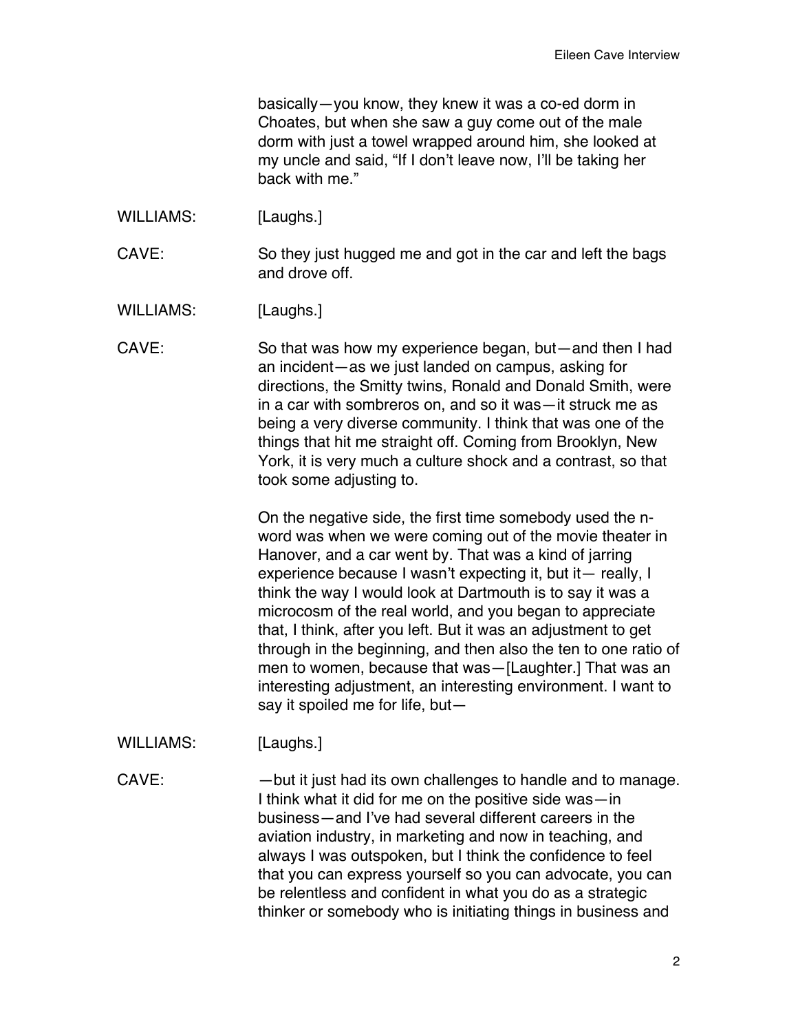basically—you know, they knew it was a co-ed dorm in Choates, but when she saw a guy come out of the male dorm with just a towel wrapped around him, she looked at my uncle and said, "If I don't leave now, I'll be taking her back with me."

WILLIAMS: [Laughs.]

CAVE: So they just hugged me and got in the car and left the bags and drove off.

WILLIAMS: [Laughs.]

CAVE: So that was how my experience began, but—and then I had an incident—as we just landed on campus, asking for directions, the Smitty twins, Ronald and Donald Smith, were in a car with sombreros on, and so it was—it struck me as being a very diverse community. I think that was one of the things that hit me straight off. Coming from Brooklyn, New York, it is very much a culture shock and a contrast, so that took some adjusting to.

On the negative side, the first time somebody used the n-word was when we were coming out of the movie theater in Hanover, and a car went by. That was a kind of jarring experience because I wasn't expecting it, but it— really, I think the way I would look at Dartmouth is to say it was a microcosm of the real world, and you began to appreciate that, I think, after you left. But it was an adjustment to get through in the beginning, and then also the ten to one ratio of men to women, because that was—[Laughter.] That was an interesting adjustment, an interesting environment. I want to say it spoiled me for life, but—

WILLIAMS: [Laughs.]

CAVE: —but it just had its own challenges to handle and to manage. I think what it did for me on the positive side was—in business—and I've had several different careers in the aviation industry, in marketing and now in teaching, and always I was outspoken, but I think the confidence to feel that you can express yourself so you can advocate, you can be relentless and confident in what you do as a strategic thinker or somebody who is initiating things in business and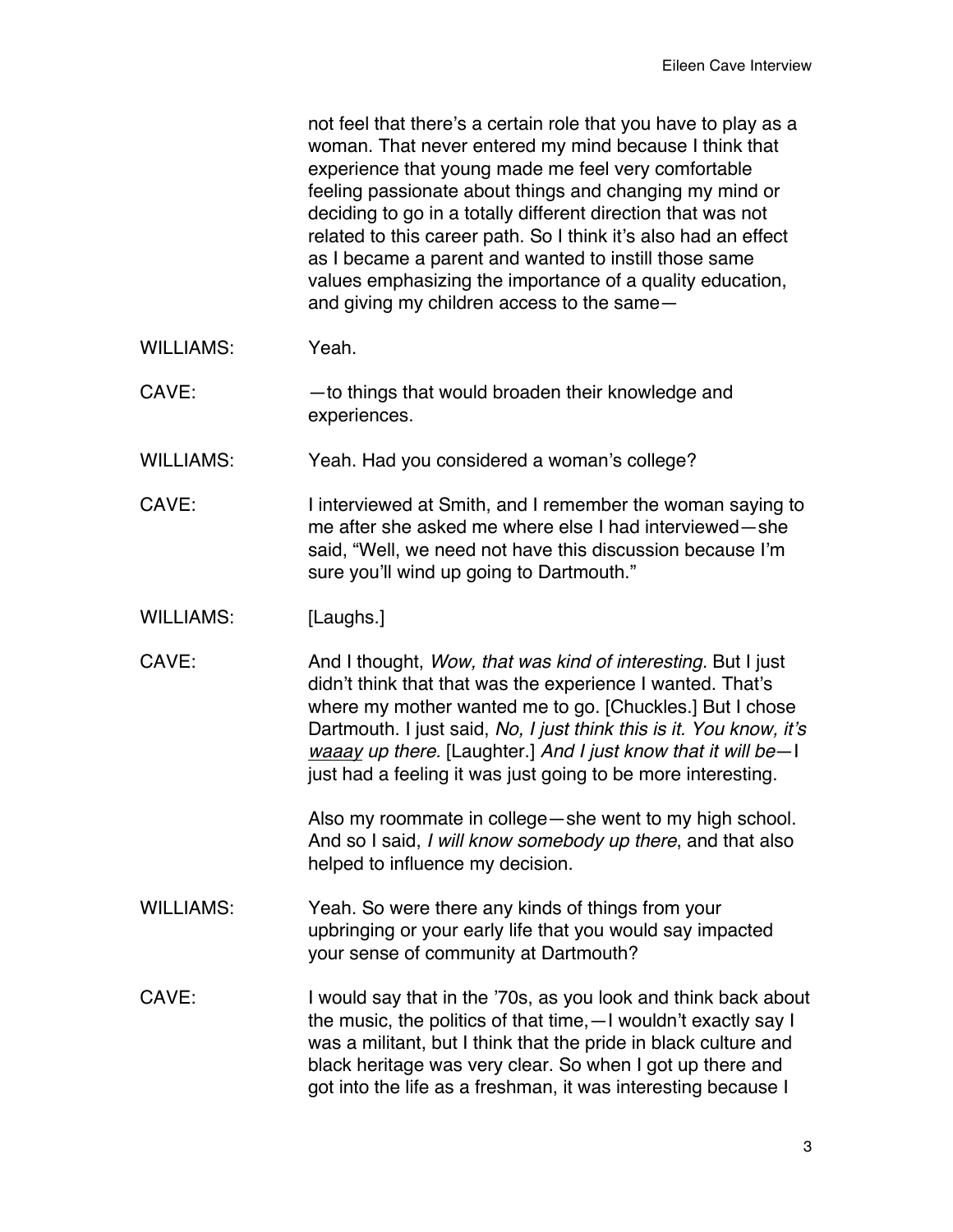not feel that there's a certain role that you have to play as a woman. That never entered my mind because I think that experience that young made me feel very comfortable feeling passionate about things and changing my mind or deciding to go in a totally different direction that was not related to this career path. So I think it's also had an effect as I became a parent and wanted to instill those same values emphasizing the importance of a quality education, and giving my children access to the same—

WILLIAMS: Yeah.

CAVE: —to things that would broaden their knowledge and experiences.

WILLIAMS: Yeah. Had you considered a woman's college?

CAVE: I interviewed at Smith, and I remember the woman saying to me after she asked me where else I had interviewed—she said, "Well, we need not have this discussion because I'm sure you'll wind up going to Dartmouth."

WILLIAMS: [Laughs.]

CAVE: And I thought, *Wow, that was kind of interesting.* But I just didn't think that that was the experience I wanted. That's where my mother wanted me to go. [Chuckles.] But I chose Dartmouth. I just said, *No, I just think this is it. You know, it's <u>waaay</u> up there.* [Laughter.] *And I just know that it will be*—I just had a feeling it was just going to be more interesting.

Also my roommate in college—she went to my high school. And so I said, *I will know somebody up there*, and that also helped to influence my decision.

WILLIAMS: Yeah. So were there any kinds of things from your upbringing or your early life that you would say impacted your sense of community at Dartmouth?

CAVE: I would say that in the '70s, as you look and think back about the music, the politics of that time,—I wouldn't exactly say I was a militant, but I think that the pride in black culture and black heritage was very clear. So when I got up there and got into the life as a freshman, it was interesting because I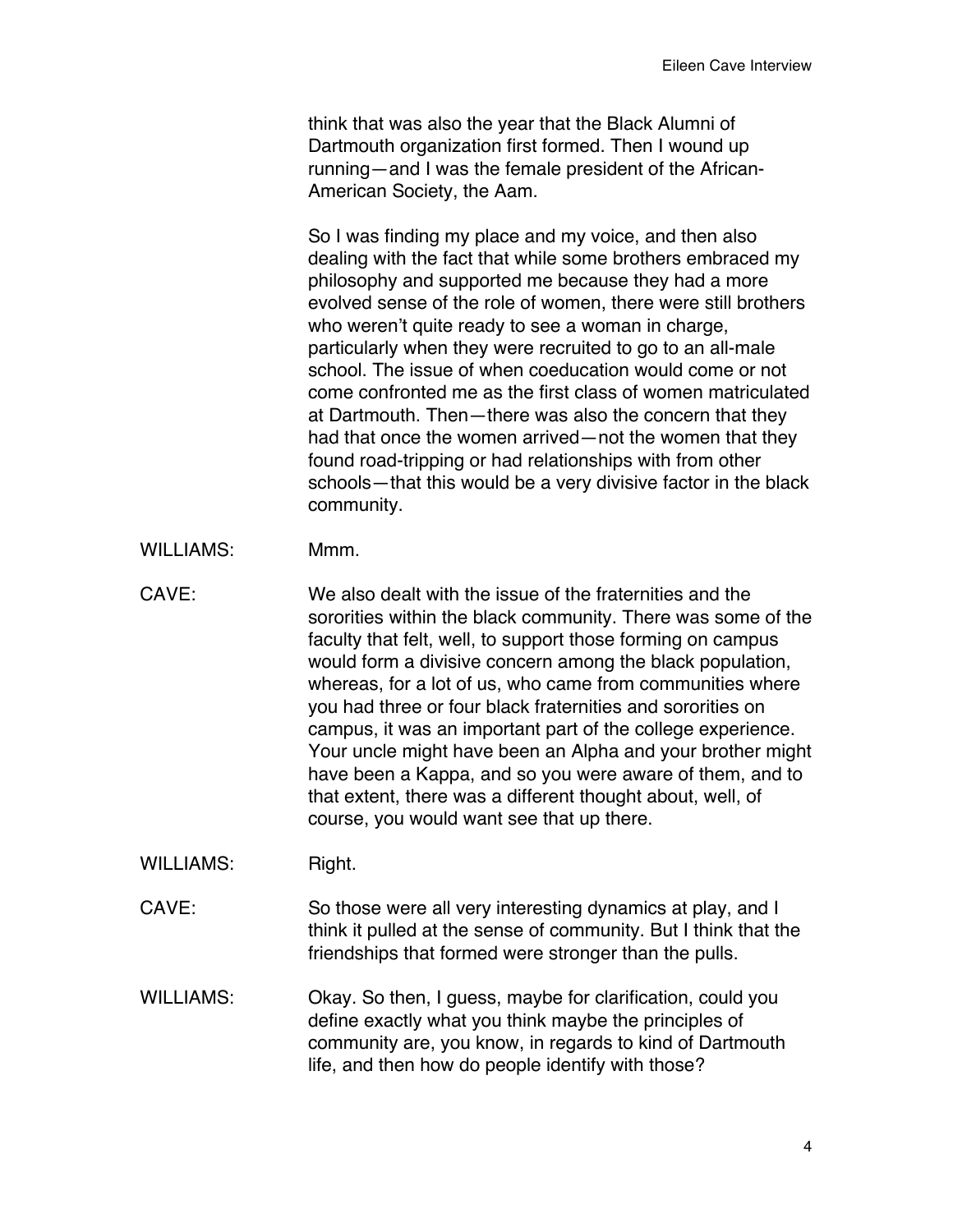think that was also the year that the Black Alumni of Dartmouth organization first formed. Then I wound up running—and I was the female president of the African-American Society, the Aam.

So I was finding my place and my voice, and then also dealing with the fact that while some brothers embraced my philosophy and supported me because they had a more evolved sense of the role of women, there were still brothers who weren't quite ready to see a woman in charge, particularly when they were recruited to go to an all-male school. The issue of when coeducation would come or not come confronted me as the first class of women matriculated at Dartmouth. Then—there was also the concern that they had that once the women arrived—not the women that they found road-tripping or had relationships with from other schools—that this would be a very divisive factor in the black community.

WILLIAMS: Mmm.

CAVE: We also dealt with the issue of the fraternities and the sororities within the black community. There was some of the faculty that felt, well, to support those forming on campus would form a divisive concern among the black population, whereas, for a lot of us, who came from communities where you had three or four black fraternities and sororities on campus, it was an important part of the college experience. Your uncle might have been an Alpha and your brother might have been a Kappa, and so you were aware of them, and to that extent, there was a different thought about, well, of course, you would want see that up there.

WILLIAMS: Right.

CAVE: So those were all very interesting dynamics at play, and I think it pulled at the sense of community. But I think that the friendships that formed were stronger than the pulls.

WILLIAMS: Okay. So then, I guess, maybe for clarification, could you define exactly what you think maybe the principles of community are, you know, in regards to kind of Dartmouth life, and then how do people identify with those?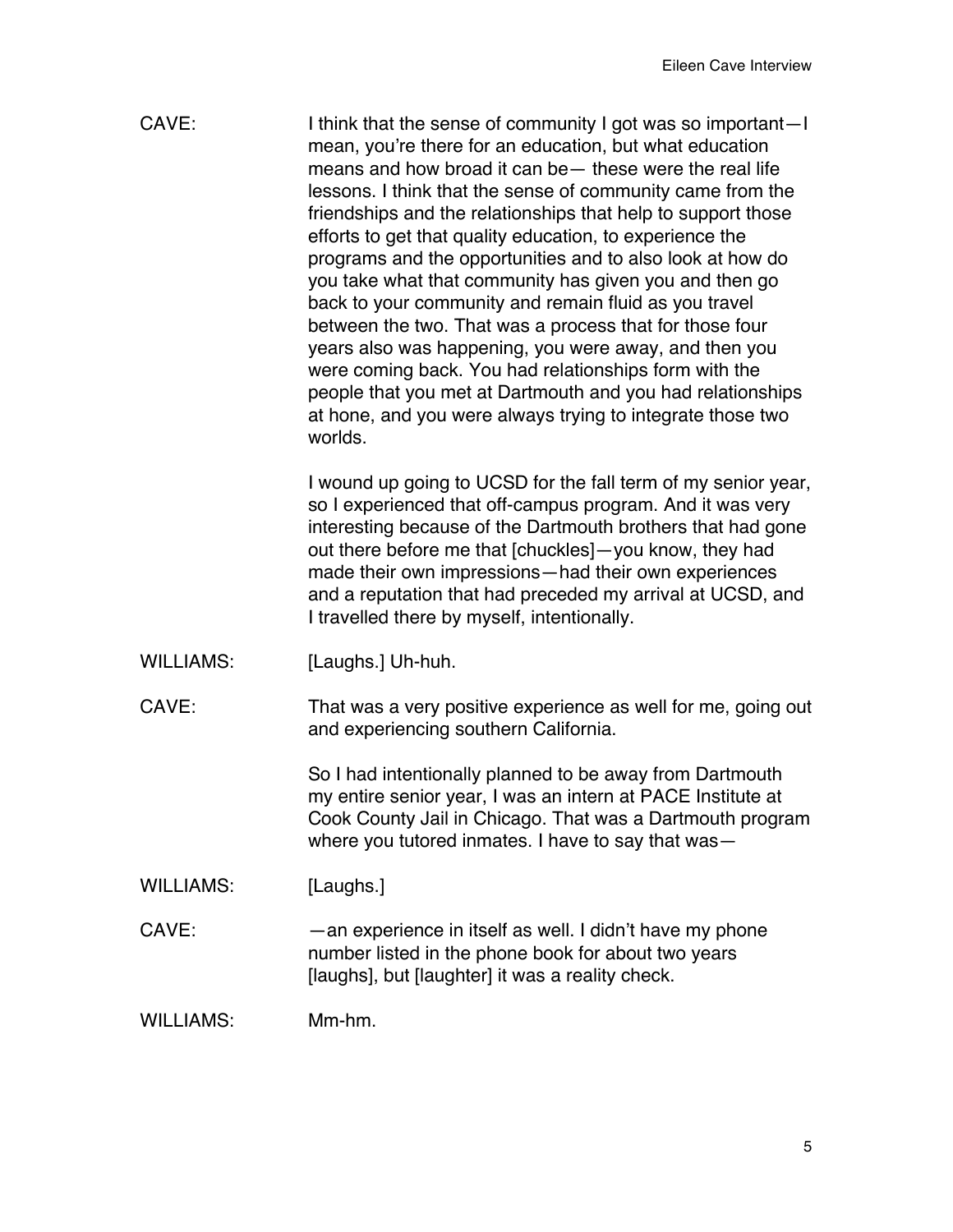CAVE: I think that the sense of community I got was so important—I mean, you're there for an education, but what education means and how broad it can be— these were the real life lessons. I think that the sense of community came from the friendships and the relationships that help to support those efforts to get that quality education, to experience the programs and the opportunities and to also look at how do you take what that community has given you and then go back to your community and remain fluid as you travel between the two. That was a process that for those four years also was happening, you were away, and then you were coming back. You had relationships form with the people that you met at Dartmouth and you had relationships at hone, and you were always trying to integrate those two worlds.

I wound up going to UCSD for the fall term of my senior year, so I experienced that off-campus program. And it was very interesting because of the Dartmouth brothers that had gone out there before me that [chuckles]—you know, they had made their own impressions—had their own experiences and a reputation that had preceded my arrival at UCSD, and I travelled there by myself, intentionally.

WILLIAMS: [Laughs.] Uh-huh.

CAVE: That was a very positive experience as well for me, going out and experiencing southern California.

So I had intentionally planned to be away from Dartmouth my entire senior year, I was an intern at PACE Institute at Cook County Jail in Chicago. That was a Dartmouth program where you tutored inmates. I have to say that was—

WILLIAMS: [Laughs.]

CAVE: —an experience in itself as well. I didn't have my phone number listed in the phone book for about two years [laughs], but [laughter] it was a reality check.

WILLIAMS: Mm-hm.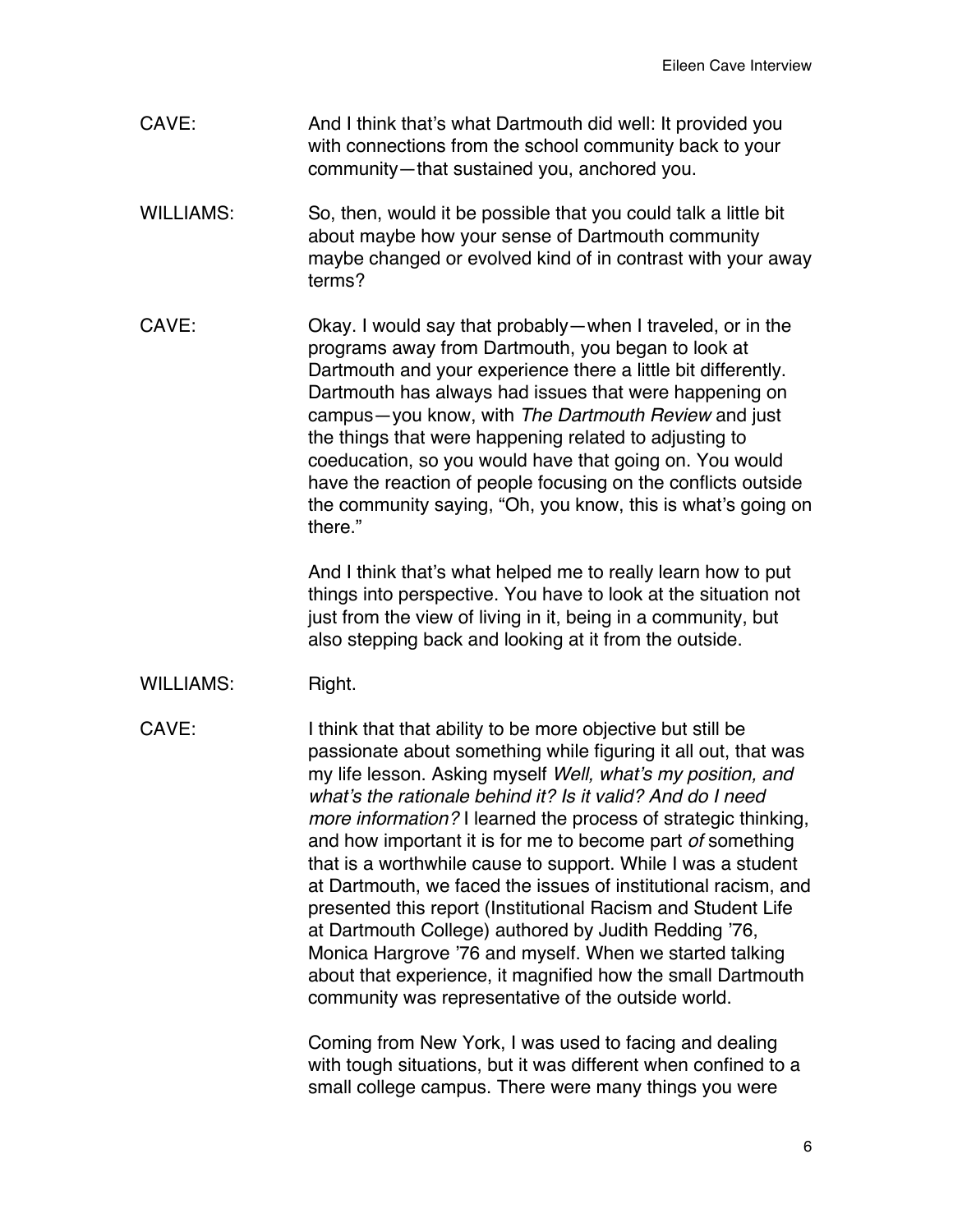CAVE: And I think that's what Dartmouth did well: It provided you with connections from the school community back to your community—that sustained you, anchored you.

WILLIAMS: So, then, would it be possible that you could talk a little bit about maybe how your sense of Dartmouth community maybe changed or evolved kind of in contrast with your away terms?

CAVE: Okay. I would say that probably—when I traveled, or in the programs away from Dartmouth, you began to look at Dartmouth and your experience there a little bit differently. Dartmouth has always had issues that were happening on campus—you know, with *The Dartmouth Review* and just the things that were happening related to adjusting to coeducation, so you would have that going on. You would have the reaction of people focusing on the conflicts outside the community saying, "Oh, you know, this is what's going on there."

And I think that's what helped me to really learn how to put things into perspective. You have to look at the situation not just from the view of living in it, being in a community, but also stepping back and looking at it from the outside.

WILLIAMS: Right.

CAVE: I think that that ability to be more objective but still be passionate about something while figuring it all out, that was my life lesson. Asking myself *Well, what's my position, and what's the rationale behind it? Is it valid? And do I need more information?* I learned the process of strategic thinking, and how important it is for me to become part *of* something that is a worthwhile cause to support. While I was a student at Dartmouth, we faced the issues of institutional racism, and presented this report (Institutional Racism and Student Life at Dartmouth College) authored by Judith Redding '76, Monica Hargrove '76 and myself. When we started talking about that experience, it magnified how the small Dartmouth community was representative of the outside world.

Coming from New York, I was used to facing and dealing with tough situations, but it was different when confined to a small college campus. There were many things you were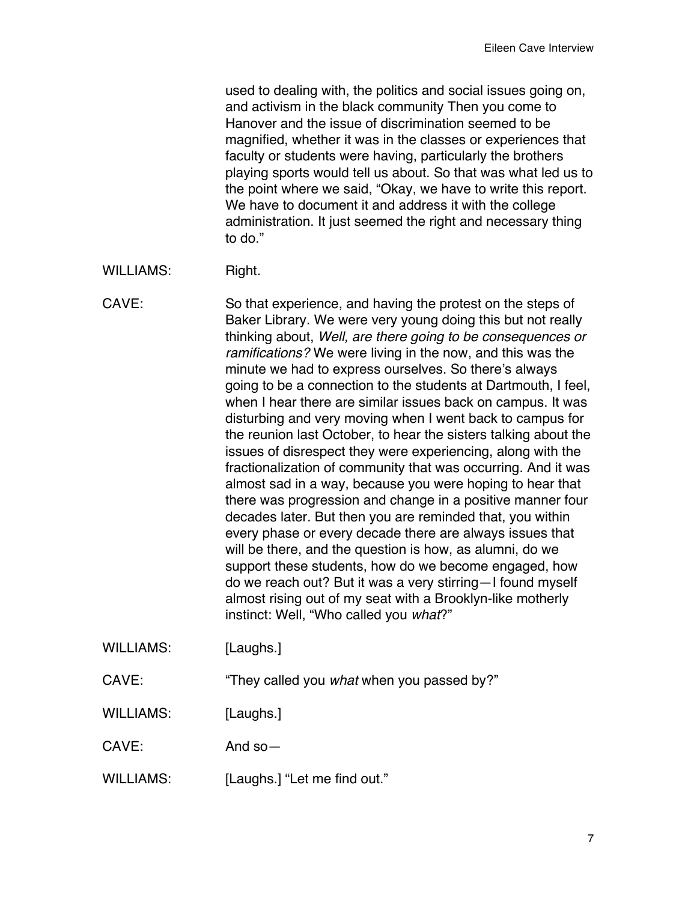used to dealing with, the politics and social issues going on, and activism in the black community Then you come to Hanover and the issue of discrimination seemed to be magnified, whether it was in the classes or experiences that faculty or students were having, particularly the brothers playing sports would tell us about. So that was what led us to the point where we said, "Okay, we have to write this report. We have to document it and address it with the college administration. It just seemed the right and necessary thing to do."

WILLIAMS: Right.

CAVE: So that experience, and having the protest on the steps of Baker Library. We were very young doing this but not really thinking about, *Well, are there going to be consequences or ramifications?* We were living in the now, and this was the minute we had to express ourselves. So there's always going to be a connection to the students at Dartmouth, I feel, when I hear there are similar issues back on campus. It was disturbing and very moving when I went back to campus for the reunion last October, to hear the sisters talking about the issues of disrespect they were experiencing, along with the fractionalization of community that was occurring. And it was almost sad in a way, because you were hoping to hear that there was progression and change in a positive manner four decades later. But then you are reminded that, you within every phase or every decade there are always issues that will be there, and the question is how, as alumni, do we support these students, how do we become engaged, how do we reach out? But it was a very stirring—I found myself almost rising out of my seat with a Brooklyn-like motherly instinct: Well, "Who called you *what*?"

WILLIAMS: [Laughs.]

CAVE: "They called you *what* when you passed by?"

WILLIAMS: [Laughs.]

CAVE: And so—

WILLIAMS: [Laughs.] "Let me find out."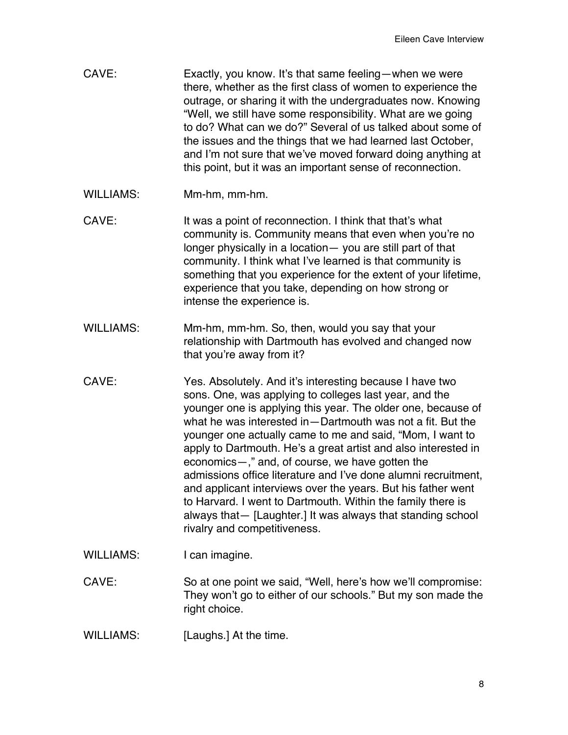CAVE: Exactly, you know. It's that same feeling—when we were there, whether as the first class of women to experience the outrage, or sharing it with the undergraduates now. Knowing "Well, we still have some responsibility. What are we going to do? What can we do?" Several of us talked about some of the issues and the things that we had learned last October, and I'm not sure that we've moved forward doing anything at this point, but it was an important sense of reconnection.

WILLIAMS: Mm-hm, mm-hm.

CAVE: It was a point of reconnection. I think that that's what community is. Community means that even when you're no longer physically in a location— you are still part of that community. I think what I've learned is that community is something that you experience for the extent of your lifetime, experience that you take, depending on how strong or intense the experience is.

WILLIAMS: Mm-hm, mm-hm. So, then, would you say that your relationship with Dartmouth has evolved and changed now that you're away from it?

CAVE: Yes. Absolutely. And it's interesting because I have two sons. One, was applying to colleges last year, and the younger one is applying this year. The older one, because of what he was interested in—Dartmouth was not a fit. But the younger one actually came to me and said, "Mom, I want to apply to Dartmouth. He's a great artist and also interested in economics—," and, of course, we have gotten the admissions office literature and I've done alumni recruitment, and applicant interviews over the years. But his father went to Harvard. I went to Dartmouth. Within the family there is always that— [Laughter.] It was always that standing school rivalry and competitiveness.

WILLIAMS: I can imagine.

CAVE: So at one point we said, "Well, here's how we'll compromise: They won't go to either of our schools." But my son made the right choice.

WILLIAMS: [Laughs.] At the time.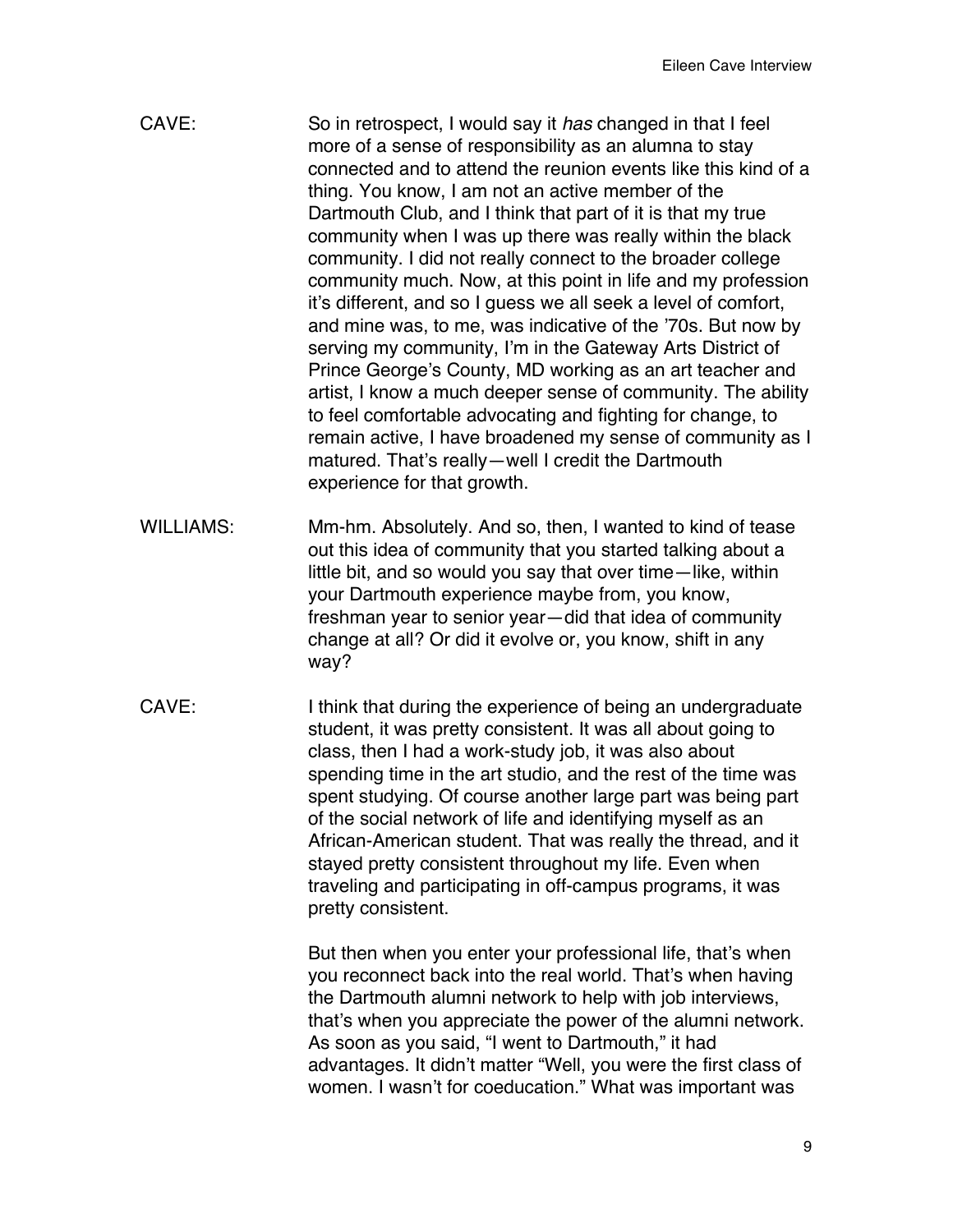CAVE: So in retrospect, I would say it *has* changed in that I feel more of a sense of responsibility as an alumna to stay connected and to attend the reunion events like this kind of a thing. You know, I am not an active member of the Dartmouth Club, and I think that part of it is that my true community when I was up there was really within the black community. I did not really connect to the broader college community much. Now, at this point in life and my profession it's different, and so I guess we all seek a level of comfort, and mine was, to me, was indicative of the '70s. But now by serving my community, I'm in the Gateway Arts District of Prince George's County, MD working as an art teacher and artist, I know a much deeper sense of community. The ability to feel comfortable advocating and fighting for change, to remain active, I have broadened my sense of community as I matured. That's really—well I credit the Dartmouth experience for that growth.

WILLIAMS: Mm-hm. Absolutely. And so, then, I wanted to kind of tease out this idea of community that you started talking about a little bit, and so would you say that over time—like, within your Dartmouth experience maybe from, you know, freshman year to senior year—did that idea of community change at all? Or did it evolve or, you know, shift in any way?

CAVE: I think that during the experience of being an undergraduate student, it was pretty consistent. It was all about going to class, then I had a work-study job, it was also about spending time in the art studio, and the rest of the time was spent studying. Of course another large part was being part of the social network of life and identifying myself as an African-American student. That was really the thread, and it stayed pretty consistent throughout my life. Even when traveling and participating in off-campus programs, it was pretty consistent.

But then when you enter your professional life, that's when you reconnect back into the real world. That's when having the Dartmouth alumni network to help with job interviews, that's when you appreciate the power of the alumni network. As soon as you said, "I went to Dartmouth," it had advantages. It didn't matter "Well, you were the first class of women. I wasn't for coeducation." What was important was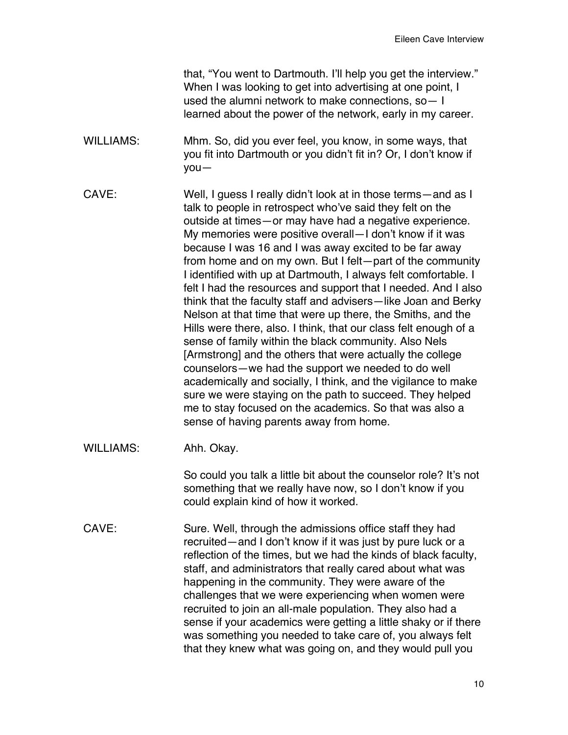that, "You went to Dartmouth. I'll help you get the interview." When I was looking to get into advertising at one point, I used the alumni network to make connections, so— I learned about the power of the network, early in my career.

WILLIAMS: Mhm. So, did you ever feel, you know, in some ways, that you fit into Dartmouth or you didn't fit in? Or, I don't know if you—

CAVE: Well, I guess I really didn't look at in those terms—and as I talk to people in retrospect who've said they felt on the outside at times—or may have had a negative experience. My memories were positive overall—I don't know if it was because I was 16 and I was away excited to be far away from home and on my own. But I felt—part of the community I identified with up at Dartmouth, I always felt comfortable. I felt I had the resources and support that I needed. And I also think that the faculty staff and advisers—like Joan and Berky Nelson at that time that were up there, the Smiths, and the Hills were there, also. I think, that our class felt enough of a sense of family within the black community. Also Nels [Armstrong] and the others that were actually the college counselors—we had the support we needed to do well academically and socially, I think, and the vigilance to make sure we were staying on the path to succeed. They helped me to stay focused on the academics. So that was also a sense of having parents away from home.

WILLIAMS: Ahh. Okay.

So could you talk a little bit about the counselor role? It's not something that we really have now, so I don't know if you could explain kind of how it worked.

CAVE: Sure. Well, through the admissions office staff they had recruited—and I don't know if it was just by pure luck or a reflection of the times, but we had the kinds of black faculty, staff, and administrators that really cared about what was happening in the community. They were aware of the challenges that we were experiencing when women were recruited to join an all-male population. They also had a sense if your academics were getting a little shaky or if there was something you needed to take care of, you always felt that they knew what was going on, and they would pull you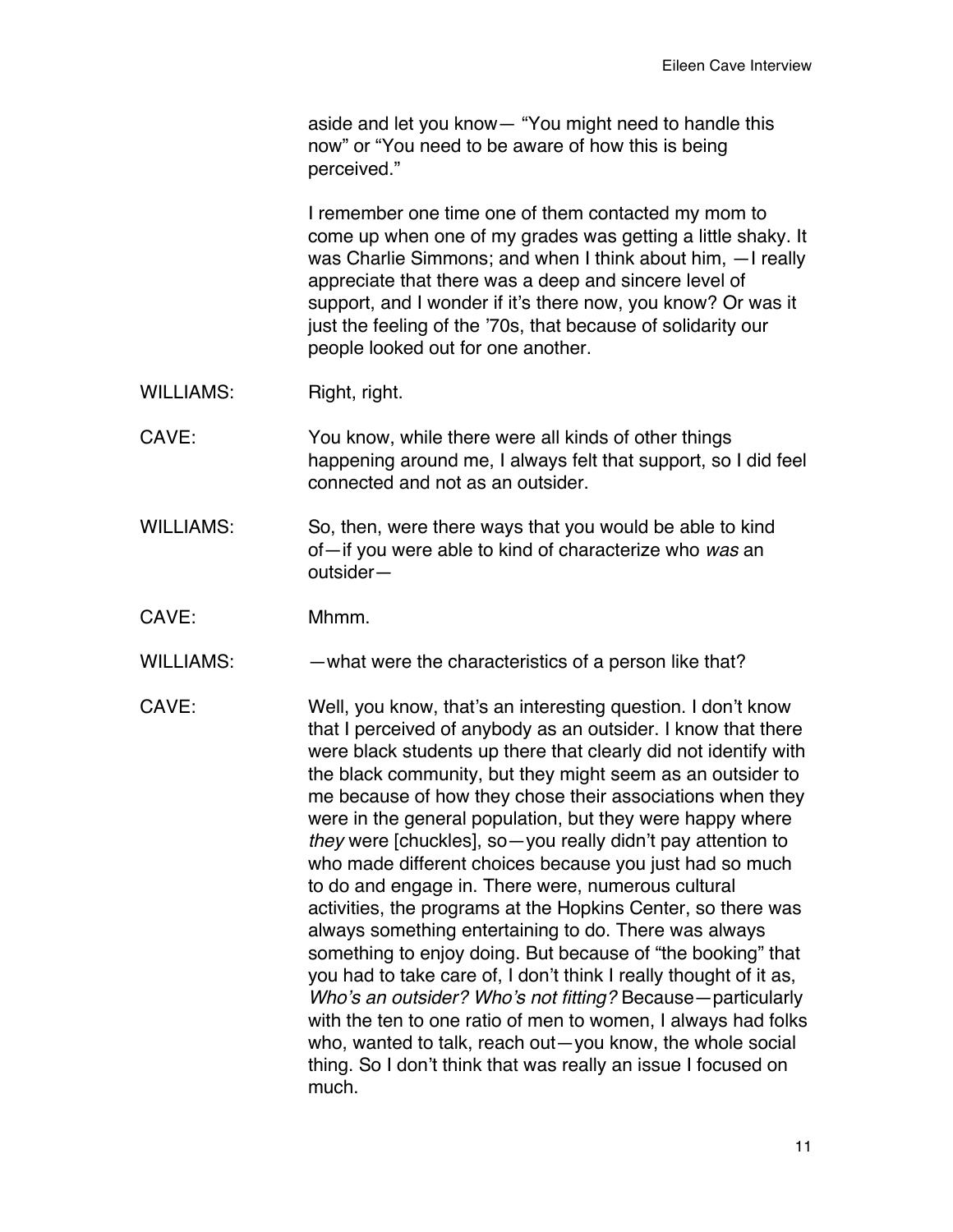aside and let you know— "You might need to handle this now" or "You need to be aware of how this is being perceived."

I remember one time one of them contacted my mom to come up when one of my grades was getting a little shaky. It was Charlie Simmons; and when I think about him, —I really appreciate that there was a deep and sincere level of support, and I wonder if it's there now, you know? Or was it just the feeling of the '70s, that because of solidarity our people looked out for one another.

WILLIAMS: Right, right.

CAVE: You know, while there were all kinds of other things happening around me, I always felt that support, so I did feel connected and not as an outsider.

WILLIAMS: So, then, were there ways that you would be able to kind of—if you were able to kind of characterize who *was* an outsider—

CAVE: Mhmm.

WILLIAMS: —what were the characteristics of a person like that?

CAVE: Well, you know, that's an interesting question. I don't know that I perceived of anybody as an outsider. I know that there were black students up there that clearly did not identify with the black community, but they might seem as an outsider to me because of how they chose their associations when they were in the general population, but they were happy where *they* were [chuckles], so—you really didn't pay attention to who made different choices because you just had so much to do and engage in. There were, numerous cultural activities, the programs at the Hopkins Center, so there was always something entertaining to do. There was always something to enjoy doing. But because of "the booking" that you had to take care of, I don't think I really thought of it as, *Who's an outsider? Who's not fitting?* Because—particularly with the ten to one ratio of men to women, I always had folks who, wanted to talk, reach out—you know, the whole social thing. So I don't think that was really an issue I focused on much.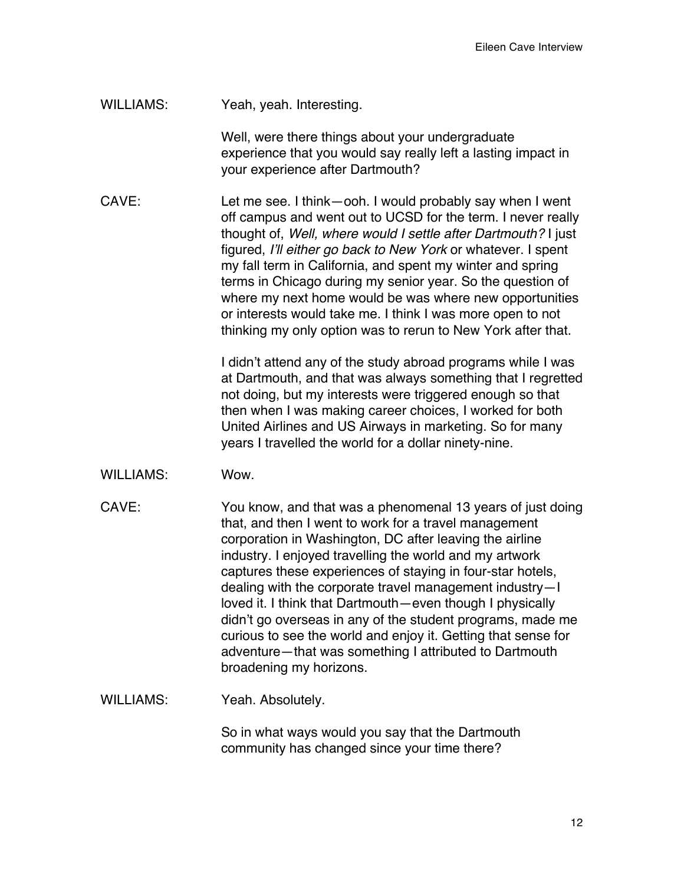WILLIAMS: Yeah, yeah. Interesting.

Well, were there things about your undergraduate experience that you would say really left a lasting impact in your experience after Dartmouth?

CAVE: Let me see. I think—ooh. I would probably say when I went off campus and went out to UCSD for the term. I never really thought of, *Well, where would I settle after Dartmouth?* I just figured, *I'll either go back to New York* or whatever. I spent my fall term in California, and spent my winter and spring terms in Chicago during my senior year. So the question of where my next home would be was where new opportunities or interests would take me. I think I was more open to not thinking my only option was to rerun to New York after that.

I didn't attend any of the study abroad programs while I was at Dartmouth, and that was always something that I regretted not doing, but my interests were triggered enough so that then when I was making career choices, I worked for both United Airlines and US Airways in marketing. So for many years I travelled the world for a dollar ninety-nine.

WILLIAMS: Wow.

CAVE: You know, and that was a phenomenal 13 years of just doing that, and then I went to work for a travel management corporation in Washington, DC after leaving the airline industry. I enjoyed travelling the world and my artwork captures these experiences of staying in four-star hotels, dealing with the corporate travel management industry—I loved it. I think that Dartmouth—even though I physically didn't go overseas in any of the student programs, made me curious to see the world and enjoy it. Getting that sense for adventure—that was something I attributed to Dartmouth broadening my horizons.

WILLIAMS: Yeah. Absolutely.

So in what ways would you say that the Dartmouth community has changed since your time there?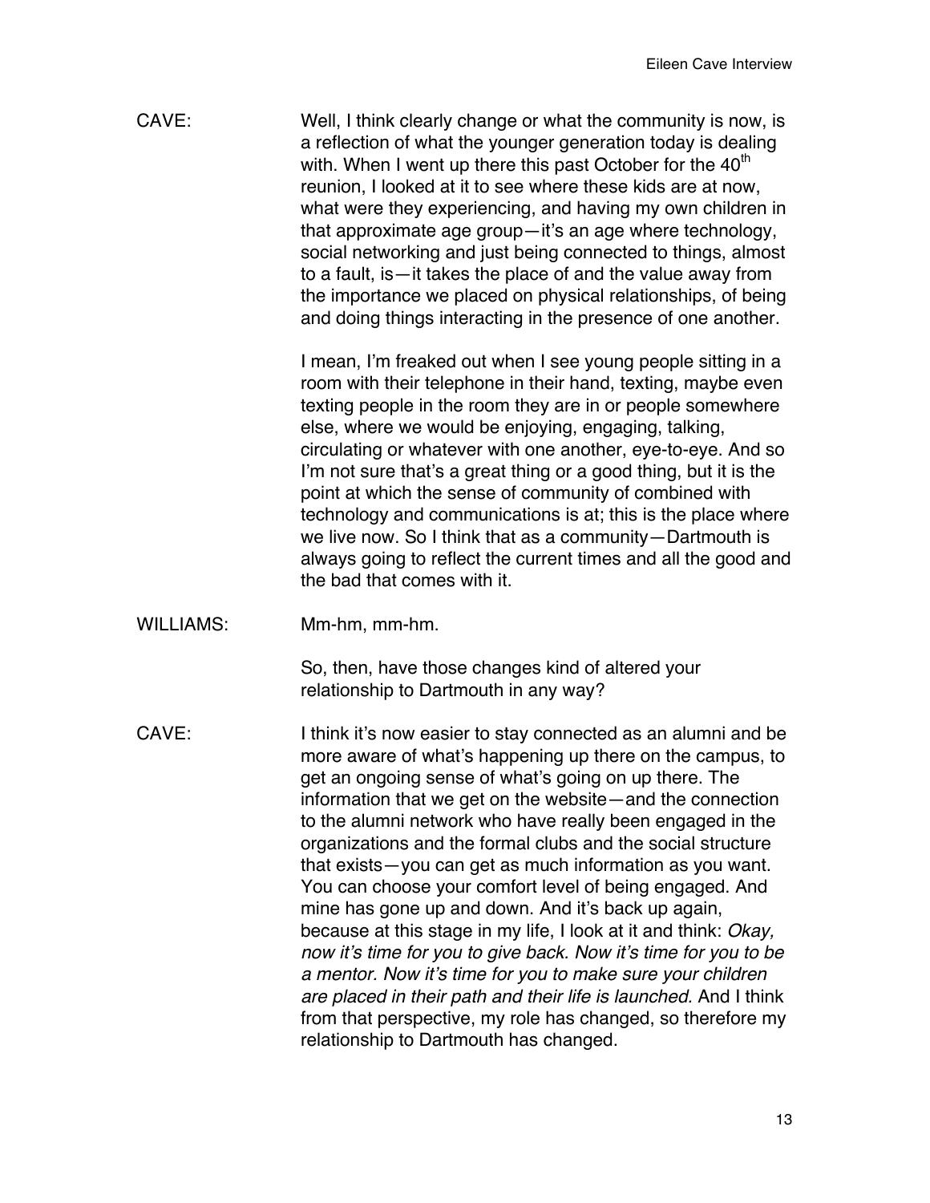CAVE: Well, I think clearly change or what the community is now, is a reflection of what the younger generation today is dealing with. When I went up there this past October for the 40th reunion, I looked at it to see where these kids are at now, what were they experiencing, and having my own children in that approximate age group—it's an age where technology, social networking and just being connected to things, almost to a fault, is—it takes the place of and the value away from the importance we placed on physical relationships, of being and doing things interacting in the presence of one another.

I mean, I'm freaked out when I see young people sitting in a room with their telephone in their hand, texting, maybe even texting people in the room they are in or people somewhere else, where we would be enjoying, engaging, talking, circulating or whatever with one another, eye-to-eye. And so I'm not sure that's a great thing or a good thing, but it is the point at which the sense of community of combined with technology and communications is at; this is the place where we live now. So I think that as a community—Dartmouth is always going to reflect the current times and all the good and the bad that comes with it.

WILLIAMS: Mm-hm, mm-hm.

So, then, have those changes kind of altered your relationship to Dartmouth in any way?

CAVE: I think it's now easier to stay connected as an alumni and be more aware of what's happening up there on the campus, to get an ongoing sense of what's going on up there. The information that we get on the website—and the connection to the alumni network who have really been engaged in the organizations and the formal clubs and the social structure that exists—you can get as much information as you want. You can choose your comfort level of being engaged. And mine has gone up and down. And it's back up again, because at this stage in my life, I look at it and think: *Okay, now it's time for you to give back. Now it's time for you to be a mentor. Now it's time for you to make sure your children are placed in their path and their life is launched.* And I think from that perspective, my role has changed, so therefore my relationship to Dartmouth has changed.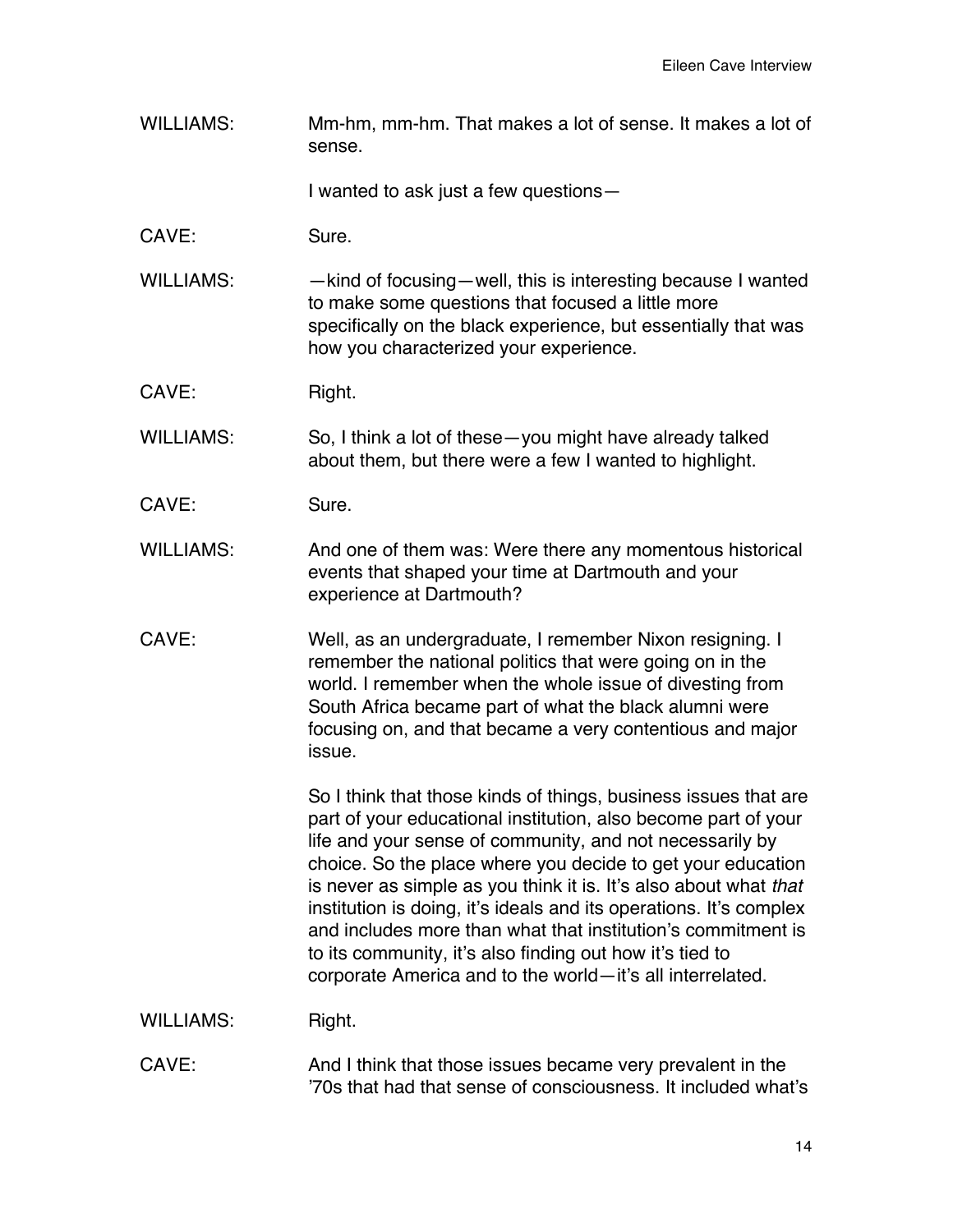WILLIAMS: Mm-hm, mm-hm. That makes a lot of sense. It makes a lot of sense.

I wanted to ask just a few questions—

CAVE: Sure.

WILLIAMS: —kind of focusing—well, this is interesting because I wanted to make some questions that focused a little more specifically on the black experience, but essentially that was how you characterized your experience.

CAVE: Right.

WILLIAMS: So, I think a lot of these—you might have already talked about them, but there were a few I wanted to highlight.

CAVE: Sure.

WILLIAMS: And one of them was: Were there any momentous historical events that shaped your time at Dartmouth and your experience at Dartmouth?

CAVE: Well, as an undergraduate, I remember Nixon resigning. I remember the national politics that were going on in the world. I remember when the whole issue of divesting from South Africa became part of what the black alumni were focusing on, and that became a very contentious and major issue.

So I think that those kinds of things, business issues that are part of your educational institution, also become part of your life and your sense of community, and not necessarily by choice. So the place where you decide to get your education is never as simple as you think it is. It's also about what *that* institution is doing, it's ideals and its operations. It's complex and includes more than what that institution's commitment is to its community, it's also finding out how it's tied to corporate America and to the world—it's all interrelated.

WILLIAMS: Right.

CAVE: And I think that those issues became very prevalent in the '70s that had that sense of consciousness. It included what's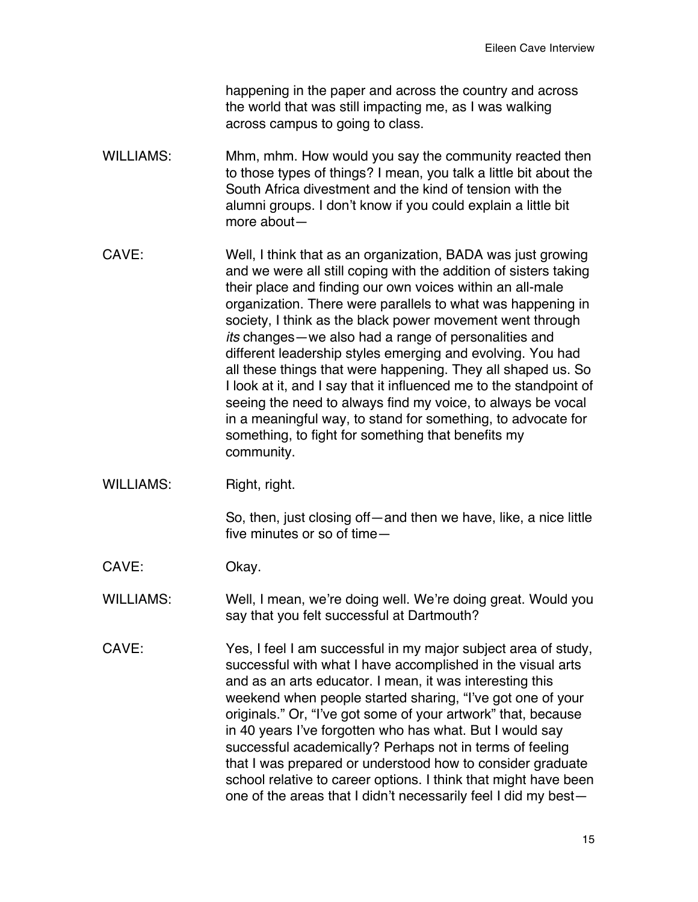happening in the paper and across the country and across the world that was still impacting me, as I was walking across campus to going to class.

WILLIAMS: Mhm, mhm. How would you say the community reacted then to those types of things? I mean, you talk a little bit about the South Africa divestment and the kind of tension with the alumni groups. I don't know if you could explain a little bit more about—

CAVE: Well, I think that as an organization, BADA was just growing and we were all still coping with the addition of sisters taking their place and finding our own voices within an all-male organization. There were parallels to what was happening in society, I think as the black power movement went through *its* changes—we also had a range of personalities and different leadership styles emerging and evolving. You had all these things that were happening. They all shaped us. So I look at it, and I say that it influenced me to the standpoint of seeing the need to always find my voice, to always be vocal in a meaningful way, to stand for something, to advocate for something, to fight for something that benefits my community.

WILLIAMS: Right, right.

So, then, just closing off—and then we have, like, a nice little five minutes or so of time—

CAVE: Okay.

WILLIAMS: Well, I mean, we're doing well. We're doing great. Would you say that you felt successful at Dartmouth?

CAVE: Yes, I feel I am successful in my major subject area of study, successful with what I have accomplished in the visual arts and as an arts educator. I mean, it was interesting this weekend when people started sharing, "I've got one of your originals." Or, "I've got some of your artwork" that, because in 40 years I've forgotten who has what. But I would say successful academically? Perhaps not in terms of feeling that I was prepared or understood how to consider graduate school relative to career options. I think that might have been one of the areas that I didn't necessarily feel I did my best—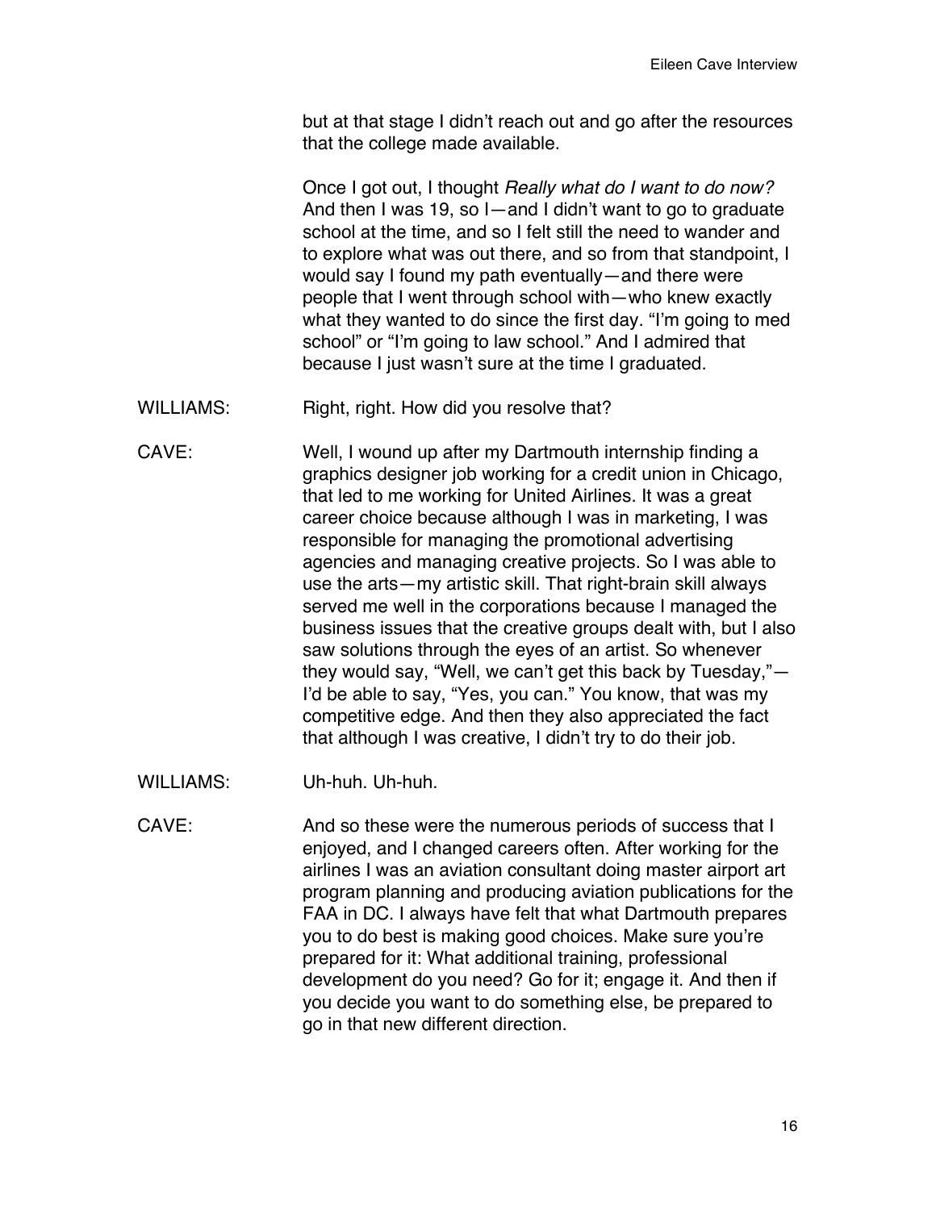but at that stage I didn't reach out and go after the resources that the college made available.

Once I got out, I thought *Really what do I want to do now?* And then I was 19, so I—and I didn't want to go to graduate school at the time, and so I felt still the need to wander and to explore what was out there, and so from that standpoint, I would say I found my path eventually—and there were people that I went through school with—who knew exactly what they wanted to do since the first day. "I'm going to med school" or "I'm going to law school." And I admired that because I just wasn't sure at the time I graduated.

WILLIAMS: Right, right. How did you resolve that?

CAVE: Well, I wound up after my Dartmouth internship finding a graphics designer job working for a credit union in Chicago, that led to me working for United Airlines. It was a great career choice because although I was in marketing, I was responsible for managing the promotional advertising agencies and managing creative projects. So I was able to use the arts—my artistic skill. That right-brain skill always served me well in the corporations because I managed the business issues that the creative groups dealt with, but I also saw solutions through the eyes of an artist. So whenever they would say, "Well, we can't get this back by Tuesday,"—I'd be able to say, "Yes, you can." You know, that was my competitive edge. And then they also appreciated the fact that although I was creative, I didn't try to do their job.

WILLIAMS: Uh-huh. Uh-huh.

CAVE: And so these were the numerous periods of success that I enjoyed, and I changed careers often. After working for the airlines I was an aviation consultant doing master airport art program planning and producing aviation publications for the FAA in DC. I always have felt that what Dartmouth prepares you to do best is making good choices. Make sure you're prepared for it: What additional training, professional development do you need? Go for it; engage it. And then if you decide you want to do something else, be prepared to go in that new different direction.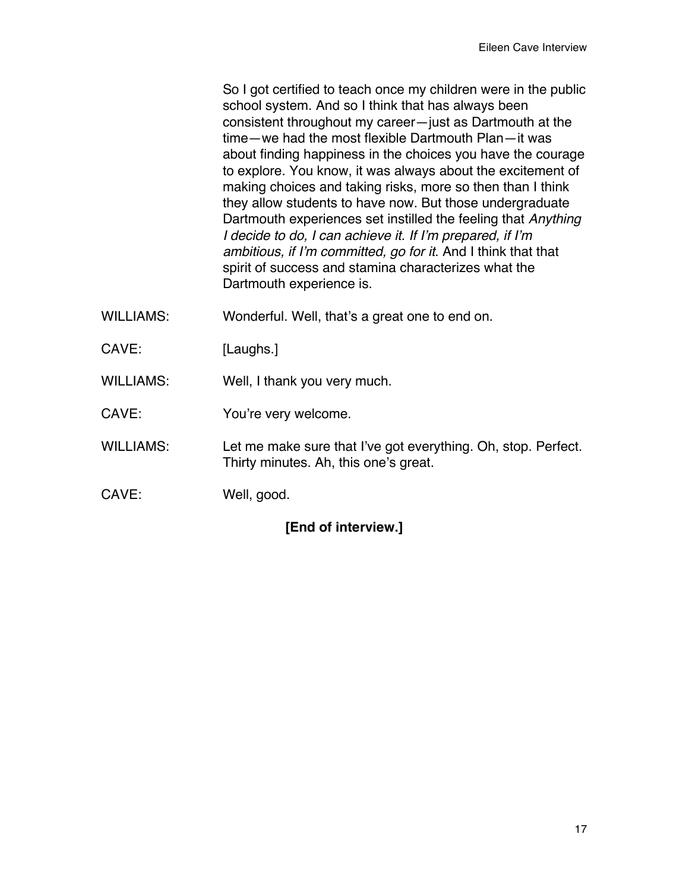So I got certified to teach once my children were in the public school system. And so I think that has always been consistent throughout my career—just as Dartmouth at the time—we had the most flexible Dartmouth Plan—it was about finding happiness in the choices you have the courage to explore. You know, it was always about the excitement of making choices and taking risks, more so then than I think they allow students to have now. But those undergraduate Dartmouth experiences set instilled the feeling that *Anything I decide to do, I can achieve it. If I'm prepared, if I'm ambitious, if I'm committed, go for it*. And I think that that spirit of success and stamina characterizes what the Dartmouth experience is.

WILLIAMS: Wonderful. Well, that's a great one to end on.

CAVE: [Laughs.]

WILLIAMS: Well, I thank you very much.

CAVE: You're very welcome.

WILLIAMS: Let me make sure that I've got everything. Oh, stop. Perfect. Thirty minutes. Ah, this one's great.

CAVE: Well, good.

**[End of interview.]**